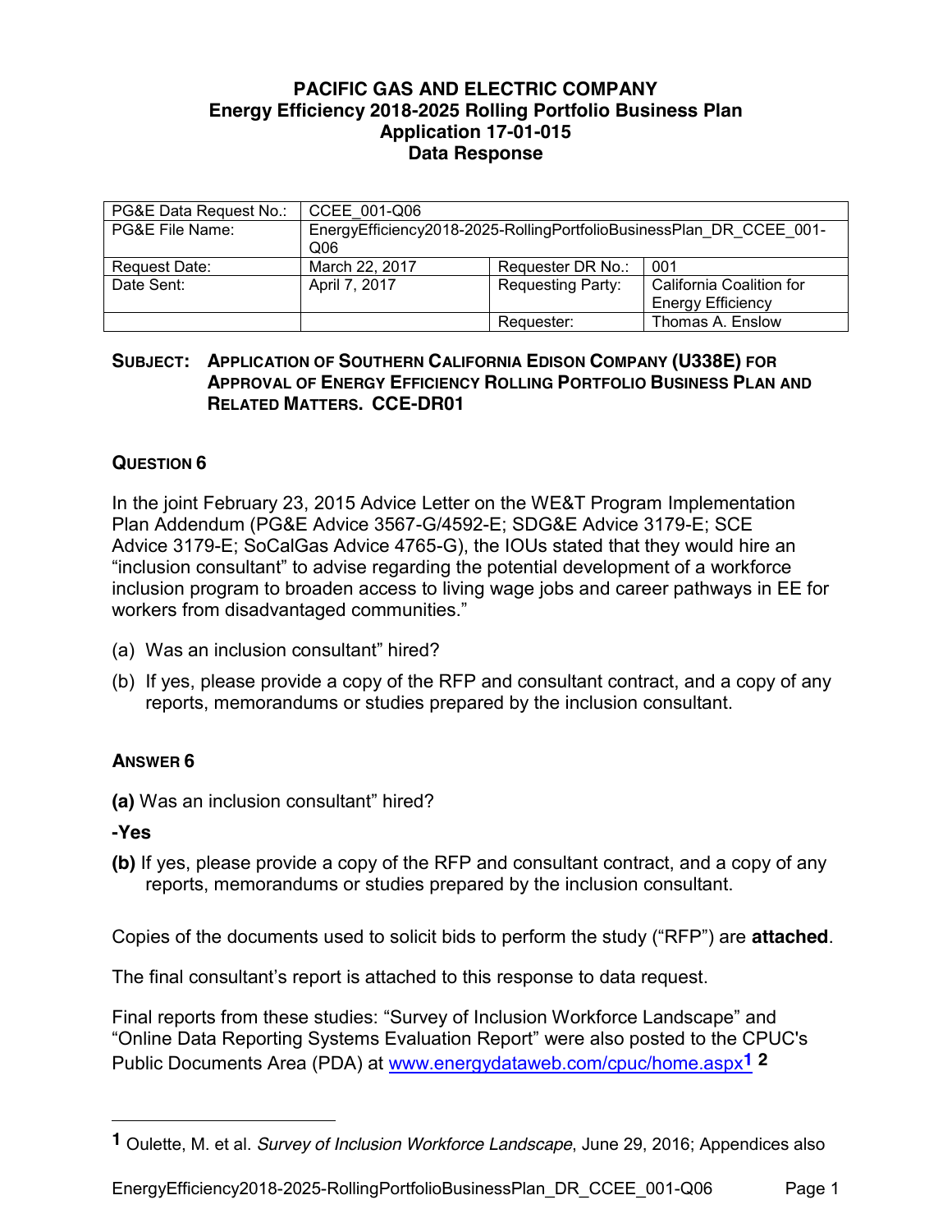**PACIFIC GAS AND ELECTRIC COMPANY**
**Energy Efficiency 2018-2025 Rolling Portfolio Business Plan**
**Application 17-01-015**
**Data Response**

| PG&E Data Request No.: | CCEE_001-Q06 | | |
|---|---|---|---|
| PG&E File Name: | EnergyEfficiency2018-2025-RollingPortfolioBusinessPlan_DR_CCEE_001-Q06 | | |
| Request Date: | March 22, 2017 | Requester DR No.: | 001 |
| Date Sent: | April 7, 2017 | Requesting Party: | California Coalition for Energy Efficiency |
| | | Requester: | Thomas A. Enslow |

**SUBJECT: APPLICATION OF SOUTHERN CALIFORNIA EDISON COMPANY (U338E) FOR APPROVAL OF ENERGY EFFICIENCY ROLLING PORTFOLIO BUSINESS PLAN AND RELATED MATTERS. CCE-DR01**

**QUESTION 6**

In the joint February 23, 2015 Advice Letter on the WE&T Program Implementation Plan Addendum (PG&E Advice 3567-G/4592-E; SDG&E Advice 3179-E; SCE Advice 3179-E; SoCalGas Advice 4765-G), the IOUs stated that they would hire an "inclusion consultant" to advise regarding the potential development of a workforce inclusion program to broaden access to living wage jobs and career pathways in EE for workers from disadvantaged communities."

(a) Was an inclusion consultant" hired?

(b) If yes, please provide a copy of the RFP and consultant contract, and a copy of any reports, memorandums or studies prepared by the inclusion consultant.

**ANSWER 6**

**(a)** Was an inclusion consultant" hired?

**-Yes**

**(b)** If yes, please provide a copy of the RFP and consultant contract, and a copy of any reports, memorandums or studies prepared by the inclusion consultant.

Copies of the documents used to solicit bids to perform the study ("RFP") are **attached**.

The final consultant's report is attached to this response to data request.

Final reports from these studies: "Survey of Inclusion Workforce Landscape" and "Online Data Reporting Systems Evaluation Report" were also posted to the CPUC's Public Documents Area (PDA) at www.energydataweb.com/cpuc/home.aspx[1] [2]

---

[1] Oulette, M. et al. *Survey of Inclusion Workforce Landscape*, June 29, 2016; Appendices also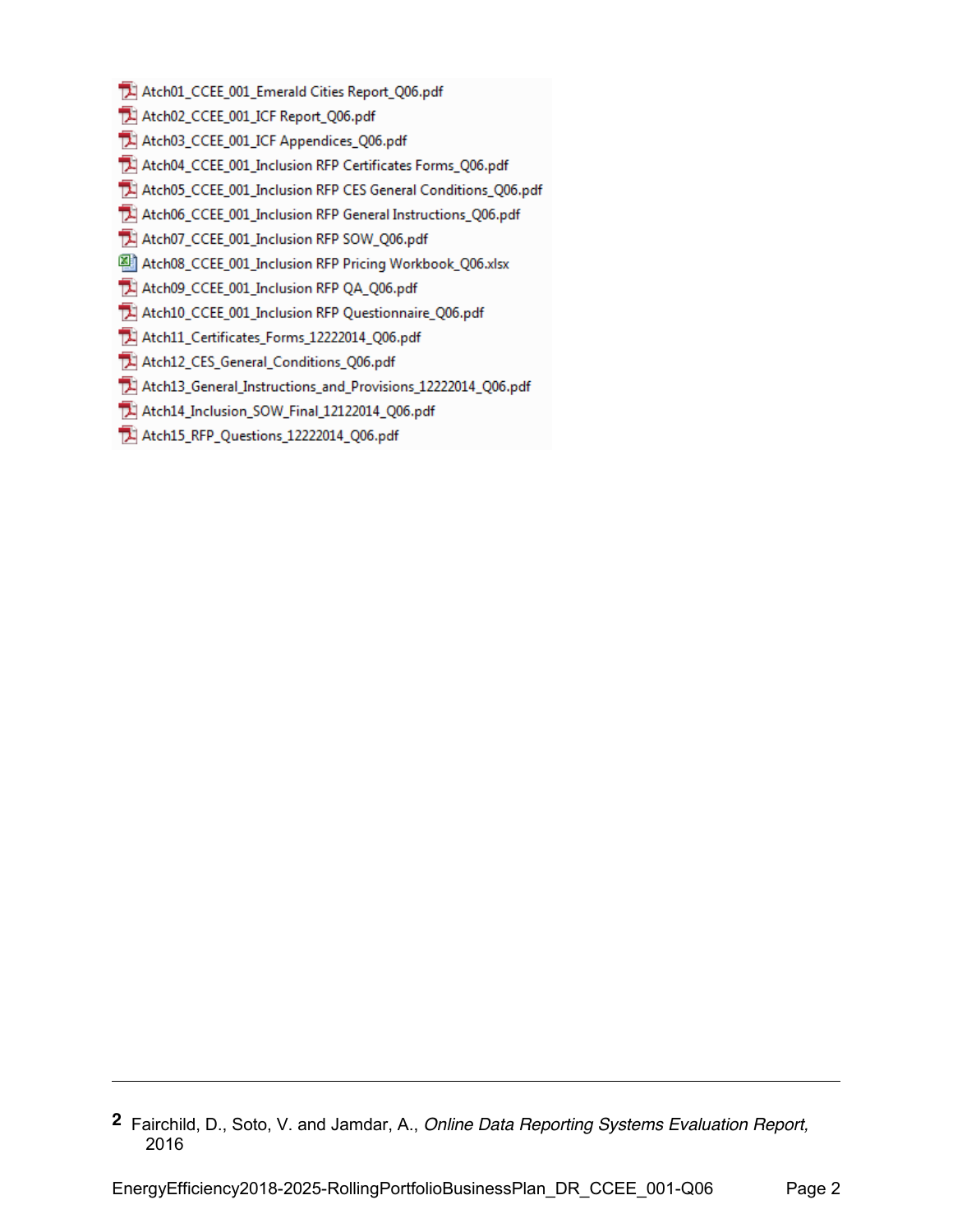- Atch01_CCEE_001_Emerald Cities Report_Q06.pdf
- Atch02_CCEE_001_ICF Report_Q06.pdf
- Atch03_CCEE_001_ICF Appendices_Q06.pdf
- Atch04_CCEE_001_Inclusion RFP Certificates Forms_Q06.pdf
- Atch05_CCEE_001_Inclusion RFP CES General Conditions_Q06.pdf
- Atch06_CCEE_001_Inclusion RFP General Instructions_Q06.pdf
- Atch07_CCEE_001_Inclusion RFP SOW_Q06.pdf
- Atch08_CCEE_001_Inclusion RFP Pricing Workbook_Q06.xlsx
- Atch09_CCEE_001_Inclusion RFP QA_Q06.pdf
- Atch10_CCEE_001_Inclusion RFP Questionnaire_Q06.pdf
- Atch11_Certificates_Forms_12222014_Q06.pdf
- Atch12_CES_General_Conditions_Q06.pdf
- Atch13_General_Instructions_and_Provisions_12222014_Q06.pdf
- Atch14_Inclusion_SOW_Final_12122014_Q06.pdf
- Atch15_RFP_Questions_12222014_Q06.pdf

---

[2] Fairchild, D., Soto, V. and Jamdar, A., *Online Data Reporting Systems Evaluation Report,* 2016